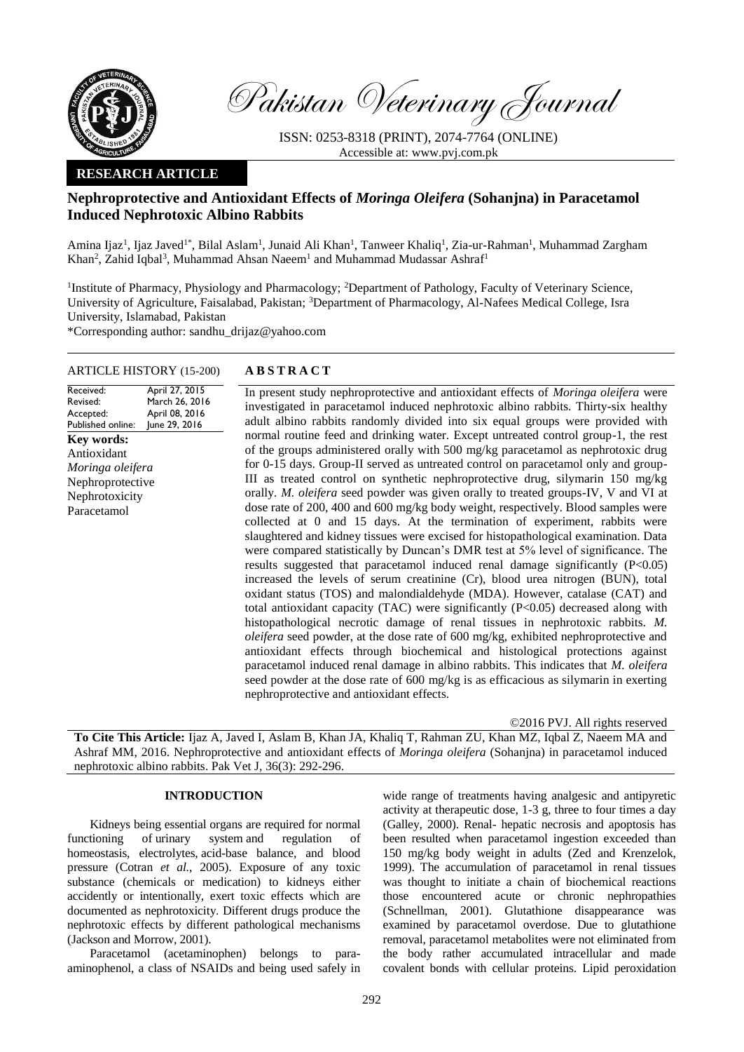Pakistan Veterinary Journal

ISSN: 0253-8318 (PRINT), 2074-7764 (ONLINE)
Accessible at: www.pvj.com.pk

**RESEARCH ARTICLE**

# Nephroprotective and Antioxidant Effects of *Moringa Oleifera* (Sohanjna) in Paracetamol Induced Nephrotoxic Albino Rabbits

Amina Ijaz[1], Ijaz Javed[1*], Bilal Aslam[1], Junaid Ali Khan[1], Tanweer Khaliq[1], Zia-ur-Rahman[1], Muhammad Zargham Khan[2], Zahid Iqbal[3], Muhammad Ahsan Naeem[1] and Muhammad Mudassar Ashraf[1]

[1]Institute of Pharmacy, Physiology and Pharmacology; [2]Department of Pathology, Faculty of Veterinary Science, University of Agriculture, Faisalabad, Pakistan; [3]Department of Pharmacology, Al-Nafees Medical College, Isra University, Islamabad, Pakistan

*Corresponding author: sandhu_drijaz@yahoo.com

**ARTICLE HISTORY** (15-200)

| | |
|---|---|
| Received: | April 27, 2015 |
| Revised: | March 26, 2016 |
| Accepted: | April 08, 2016 |
| Published online: | June 29, 2016 |

**Key words:**
Antioxidant
*Moringa oleifera*
Nephroprotective
Nephrotoxicity
Paracetamol

## ABSTRACT

In present study nephroprotective and antioxidant effects of *Moringa oleifera* were investigated in paracetamol induced nephrotoxic albino rabbits. Thirty-six healthy adult albino rabbits randomly divided into six equal groups were provided with normal routine feed and drinking water. Except untreated control group-1, the rest of the groups administered orally with 500 mg/kg paracetamol as nephrotoxic drug for 0-15 days. Group-II served as untreated control on paracetamol only and group-III as treated control on synthetic nephroprotective drug, silymarin 150 mg/kg orally. *M. oleifera* seed powder was given orally to treated groups-IV, V and VI at dose rate of 200, 400 and 600 mg/kg body weight, respectively. Blood samples were collected at 0 and 15 days. At the termination of experiment, rabbits were slaughtered and kidney tissues were excised for histopathological examination. Data were compared statistically by Duncan's DMR test at 5% level of significance. The results suggested that paracetamol induced renal damage significantly ($P<0.05$) increased the levels of serum creatinine (Cr), blood urea nitrogen (BUN), total oxidant status (TOS) and malondialdehyde (MDA). However, catalase (CAT) and total antioxidant capacity (TAC) were significantly ($P<0.05$) decreased along with histopathological necrotic damage of renal tissues in nephrotoxic rabbits. *M. oleifera* seed powder, at the dose rate of 600 mg/kg, exhibited nephroprotective and antioxidant effects through biochemical and histological protections against paracetamol induced renal damage in albino rabbits. This indicates that *M. oleifera* seed powder at the dose rate of 600 mg/kg is as efficacious as silymarin in exerting nephroprotective and antioxidant effects.

©2016 PVJ. All rights reserved

**To Cite This Article:** Ijaz A, Javed I, Aslam B, Khan JA, Khaliq T, Rahman ZU, Khan MZ, Iqbal Z, Naeem MA and Ashraf MM, 2016. Nephroprotective and antioxidant effects of *Moringa oleifera* (Sohanjna) in paracetamol induced nephrotoxic albino rabbits. Pak Vet J, 36(3): 292-296.

## INTRODUCTION

Kidneys being essential organs are required for normal functioning of urinary system and regulation of homeostasis, electrolytes, acid-base balance, and blood pressure (Cotran *et al.*, 2005). Exposure of any toxic substance (chemicals or medication) to kidneys either accidently or intentionally, exert toxic effects which are documented as nephrotoxicity. Different drugs produce the nephrotoxic effects by different pathological mechanisms (Jackson and Morrow, 2001).

Paracetamol (acetaminophen) belongs to para-aminophenol, a class of NSAIDs and being used safely in wide range of treatments having analgesic and antipyretic activity at therapeutic dose, 1-3 g, three to four times a day (Galley, 2000). Renal- hepatic necrosis and apoptosis has been resulted when paracetamol ingestion exceeded than 150 mg/kg body weight in adults (Zed and Krenzelok, 1999). The accumulation of paracetamol in renal tissues was thought to initiate a chain of biochemical reactions those encountered acute or chronic nephropathies (Schnellman, 2001). Glutathione disappearance was examined by paracetamol overdose. Due to glutathione removal, paracetamol metabolites were not eliminated from the body rather accumulated intracellular and made covalent bonds with cellular proteins. Lipid peroxidation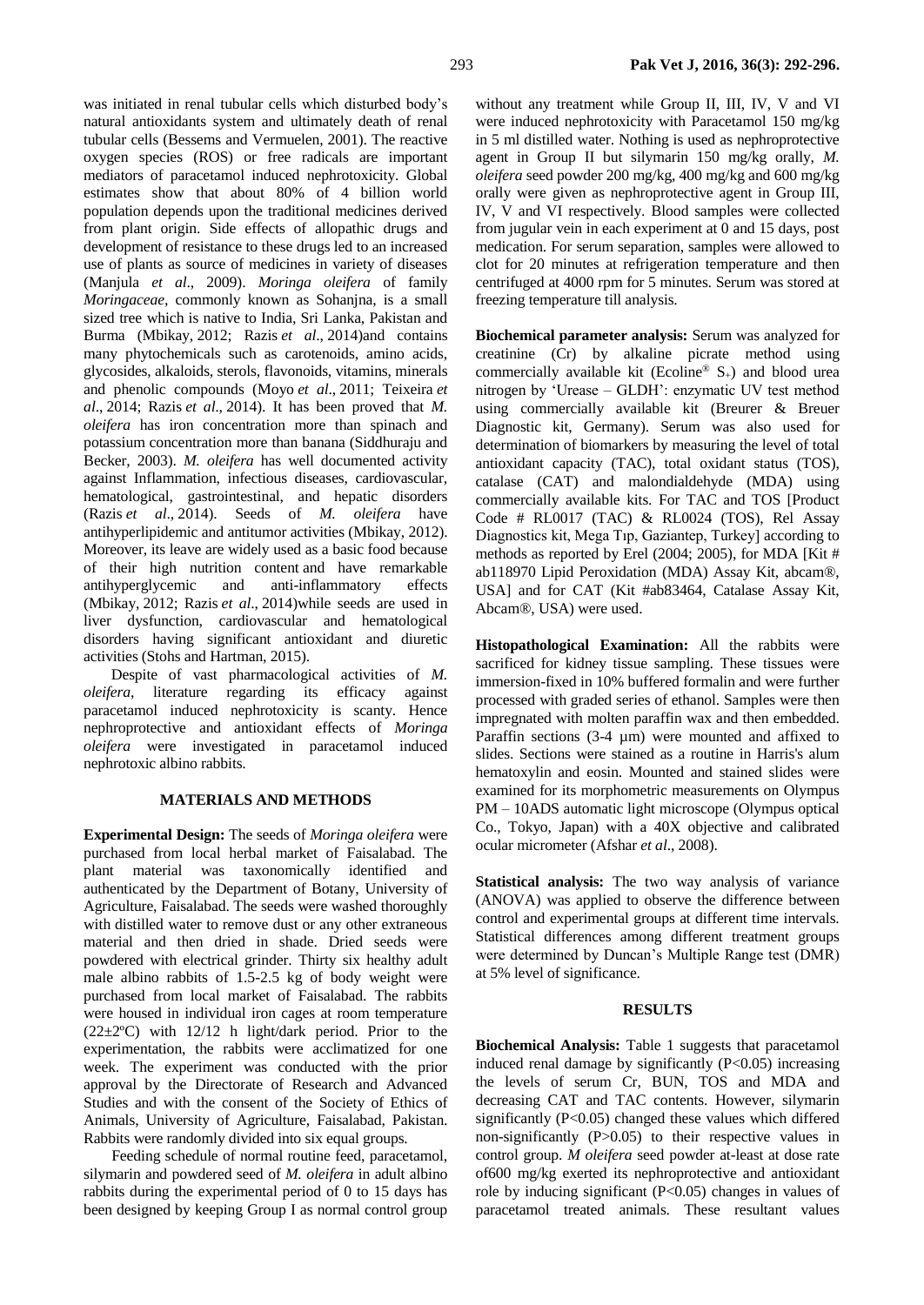was initiated in renal tubular cells which disturbed body's natural antioxidants system and ultimately death of renal tubular cells (Bessems and Vermuelen, 2001). The reactive oxygen species (ROS) or free radicals are important mediators of paracetamol induced nephrotoxicity. Global estimates show that about 80% of 4 billion world population depends upon the traditional medicines derived from plant origin. Side effects of allopathic drugs and development of resistance to these drugs led to an increased use of plants as source of medicines in variety of diseases (Manjula *et al*., 2009). *Moringa oleifera* of family *Moringaceae*, commonly known as Sohanjna, is a small sized tree which is native to India, Sri Lanka, Pakistan and Burma (Mbikay, 2012; Razis *et al*., 2014)and contains many phytochemicals such as carotenoids, amino acids, glycosides, alkaloids, sterols, flavonoids, vitamins, minerals and phenolic compounds (Moyo *et al*., 2011; Teixeira *et al*., 2014; Razis *et al*., 2014). It has been proved that *M. oleifera* has iron concentration more than spinach and potassium concentration more than banana (Siddhuraju and Becker, 2003). *M. oleifera* has well documented activity against Inflammation, infectious diseases, cardiovascular, hematological, gastrointestinal, and hepatic disorders (Razis *et al*., 2014). Seeds of *M. oleifera* have antihyperlipidemic and antitumor activities (Mbikay, 2012). Moreover, its leave are widely used as a basic food because of their high nutrition content and have remarkable antihyperglycemic and anti-inflammatory effects (Mbikay, 2012; Razis *et al*., 2014)while seeds are used in liver dysfunction, cardiovascular and hematological disorders having significant antioxidant and diuretic activities (Stohs and Hartman, 2015).

Despite of vast pharmacological activities of *M. oleifera*, literature regarding its efficacy against paracetamol induced nephrotoxicity is scanty. Hence nephroprotective and antioxidant effects of *Moringa oleifera* were investigated in paracetamol induced nephrotoxic albino rabbits.

## MATERIALS AND METHODS

**Experimental Design:** The seeds of *Moringa oleifera* were purchased from local herbal market of Faisalabad. The plant material was taxonomically identified and authenticated by the Department of Botany, University of Agriculture, Faisalabad. The seeds were washed thoroughly with distilled water to remove dust or any other extraneous material and then dried in shade. Dried seeds were powdered with electrical grinder. Thirty six healthy adult male albino rabbits of 1.5-2.5 kg of body weight were purchased from local market of Faisalabad. The rabbits were housed in individual iron cages at room temperature (22±2ºC) with 12/12 h light/dark period. Prior to the experimentation, the rabbits were acclimatized for one week. The experiment was conducted with the prior approval by the Directorate of Research and Advanced Studies and with the consent of the Society of Ethics of Animals, University of Agriculture, Faisalabad, Pakistan. Rabbits were randomly divided into six equal groups.

Feeding schedule of normal routine feed, paracetamol, silymarin and powdered seed of *M. oleifera* in adult albino rabbits during the experimental period of 0 to 15 days has been designed by keeping Group I as normal control group without any treatment while Group II, III, IV, V and VI were induced nephrotoxicity with Paracetamol 150 mg/kg in 5 ml distilled water. Nothing is used as nephroprotective agent in Group II but silymarin 150 mg/kg orally, *M. oleifera* seed powder 200 mg/kg, 400 mg/kg and 600 mg/kg orally were given as nephroprotective agent in Group III, IV, V and VI respectively. Blood samples were collected from jugular vein in each experiment at 0 and 15 days, post medication. For serum separation, samples were allowed to clot for 20 minutes at refrigeration temperature and then centrifuged at 4000 rpm for 5 minutes. Serum was stored at freezing temperature till analysis.

**Biochemical parameter analysis:** Serum was analyzed for creatinine (Cr) by alkaline picrate method using commercially available kit (Ecoline® $S_+$) and blood urea nitrogen by 'Urease – GLDH': enzymatic UV test method using commercially available kit (Breurer & Breuer Diagnostic kit, Germany). Serum was also used for determination of biomarkers by measuring the level of total antioxidant capacity (TAC), total oxidant status (TOS), catalase (CAT) and malondialdehyde (MDA) using commercially available kits. For TAC and TOS [Product Code # RL0017 (TAC) & RL0024 (TOS), Rel Assay Diagnostics kit, Mega Tıp, Gaziantep, Turkey] according to methods as reported by Erel (2004; 2005), for MDA [Kit # ab118970 Lipid Peroxidation (MDA) Assay Kit, abcam®, USA] and for CAT (Kit #ab83464, Catalase Assay Kit, Abcam®, USA) were used.

**Histopathological Examination:** All the rabbits were sacrificed for kidney tissue sampling. These tissues were immersion-fixed in 10% buffered formalin and were further processed with graded series of ethanol. Samples were then impregnated with molten paraffin wax and then embedded. Paraffin sections (3-4 µm) were mounted and affixed to slides. Sections were stained as a routine in Harris's alum hematoxylin and eosin. Mounted and stained slides were examined for its morphometric measurements on Olympus PM – 10ADS automatic light microscope (Olympus optical Co., Tokyo, Japan) with a 40X objective and calibrated ocular micrometer (Afshar *et al*., 2008).

**Statistical analysis:** The two way analysis of variance (ANOVA) was applied to observe the difference between control and experimental groups at different time intervals. Statistical differences among different treatment groups were determined by Duncan's Multiple Range test (DMR) at 5% level of significance.

## RESULTS

**Biochemical Analysis:** Table 1 suggests that paracetamol induced renal damage by significantly ($P<0.05$) increasing the levels of serum Cr, BUN, TOS and MDA and decreasing CAT and TAC contents. However, silymarin significantly ($P<0.05$) changed these values which differed non-significantly ($P>0.05$) to their respective values in control group. *M oleifera* seed powder at-least at dose rate of600 mg/kg exerted its nephroprotective and antioxidant role by inducing significant ($P<0.05$) changes in values of paracetamol treated animals. These resultant values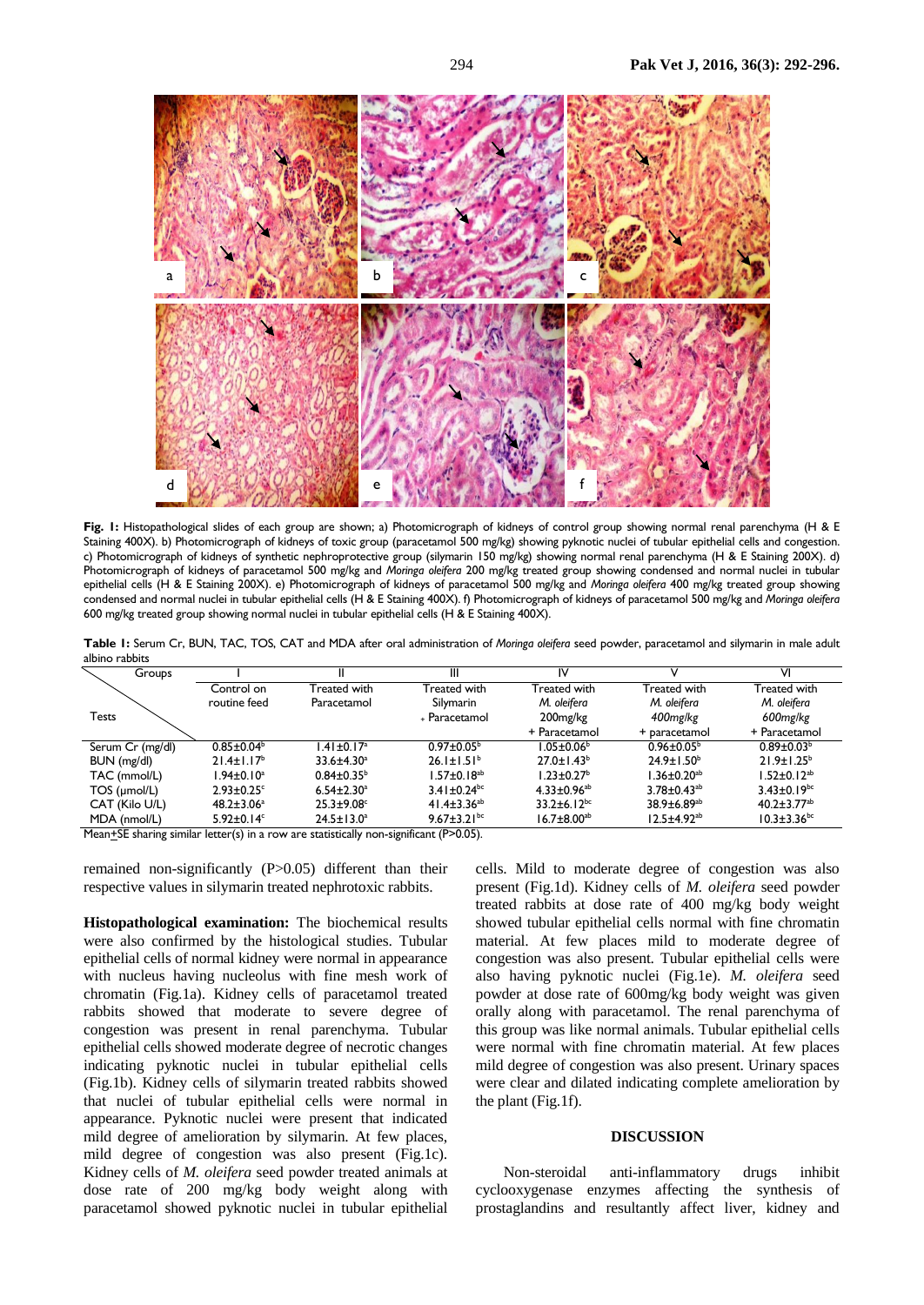**Fig. 1:** Histopathological slides of each group are shown; a) Photomicrograph of kidneys of control group showing normal renal parenchyma (H & E Staining 400X). b) Photomicrograph of kidneys of toxic group (paracetamol 500 mg/kg) showing pyknotic nuclei of tubular epithelial cells and congestion. c) Photomicrograph of kidneys of synthetic nephroprotective group (silymarin 150 mg/kg) showing normal renal parenchyma (H & E Staining 200X). d) Photomicrograph of kidneys of paracetamol 500 mg/kg and *Moringa oleifera* 200 mg/kg treated group showing condensed and normal nuclei in tubular epithelial cells (H & E Staining 200X). e) Photomicrograph of kidneys of paracetamol 500 mg/kg and *Moringa oleifera* 400 mg/kg treated group showing condensed and normal nuclei in tubular epithelial cells (H & E Staining 400X). f) Photomicrograph of kidneys of paracetamol 500 mg/kg and *Moringa oleifera* 600 mg/kg treated group showing normal nuclei in tubular epithelial cells (H & E Staining 400X).

**Table 1:** Serum Cr, BUN, TAC, TOS, CAT and MDA after oral administration of *Moringa oleifera* seed powder, paracetamol and silymarin in male adult albino rabbits

| Groups / Tests | I | II | III | IV | V | VI |
|---|---|---|---|---|---|---|
| | Control on routine feed | Treated with Paracetamol | Treated with Silymarin + Paracetamol | Treated with *M. oleifera* 200mg/kg + Paracetamol | Treated with *M. oleifera* 400mg/kg + paracetamol | Treated with *M. oleifera* 600mg/kg + Paracetamol |
| Serum Cr (mg/dl) | 0.85±0.04[b] | 1.41±0.17[a] | 0.97±0.05[b] | 1.05±0.06[b] | 0.96±0.05[b] | 0.89±0.03[b] |
| BUN (mg/dl) | 21.4±1.17[b] | 33.6±4.30[a] | 26.1±1.51[b] | 27.0±1.43[b] | 24.9±1.50[b] | 21.9±1.25[b] |
| TAC (mmol/L) | 1.94±0.10[a] | 0.84±0.35[b] | 1.57±0.18[ab] | 1.23±0.27[b] | 1.36±0.20[ab] | 1.52±0.12[ab] |
| TOS (μmol/L) | 2.93±0.25[c] | 6.54±2.30[a] | 3.41±0.24[bc] | 4.33±0.96[ab] | 3.78±0.43[ab] | 3.43±0.19[bc] |
| CAT (Kilo U/L) | 48.2±3.06[a] | 25.3±9.08[c] | 41.4±3.36[ab] | 33.2±6.12[bc] | 38.9±6.89[ab] | 40.2±3.77[ab] |
| MDA (nmol/L) | 5.92±0.14[c] | 24.5±13.0[a] | 9.67±3.21[bc] | 16.7±8.00[ab] | 12.5±4.92[ab] | 10.3±3.36[bc] |

Mean±SE sharing similar letter(s) in a row are statistically non-significant (P>0.05).

remained non-significantly (P>0.05) different than their respective values in silymarin treated nephrotoxic rabbits.

**Histopathological examination:** The biochemical results were also confirmed by the histological studies. Tubular epithelial cells of normal kidney were normal in appearance with nucleus having nucleolus with fine mesh work of chromatin (Fig.1a). Kidney cells of paracetamol treated rabbits showed that moderate to severe degree of congestion was present in renal parenchyma. Tubular epithelial cells showed moderate degree of necrotic changes indicating pyknotic nuclei in tubular epithelial cells (Fig.1b). Kidney cells of silymarin treated rabbits showed that nuclei of tubular epithelial cells were normal in appearance. Pyknotic nuclei were present that indicated mild degree of amelioration by silymarin. At few places, mild degree of congestion was also present (Fig.1c). Kidney cells of *M. oleifera* seed powder treated animals at dose rate of 200 mg/kg body weight along with paracetamol showed pyknotic nuclei in tubular epithelial cells. Mild to moderate degree of congestion was also present (Fig.1d). Kidney cells of *M. oleifera* seed powder treated rabbits at dose rate of 400 mg/kg body weight showed tubular epithelial cells normal with fine chromatin material. At few places mild to moderate degree of congestion was also present. Tubular epithelial cells were also having pyknotic nuclei (Fig.1e). *M. oleifera* seed powder at dose rate of 600mg/kg body weight was given orally along with paracetamol. The renal parenchyma of this group was like normal animals. Tubular epithelial cells were normal with fine chromatin material. At few places mild degree of congestion was also present. Urinary spaces were clear and dilated indicating complete amelioration by the plant (Fig.1f).

## DISCUSSION

Non-steroidal anti-inflammatory drugs inhibit cyclooxygenase enzymes affecting the synthesis of prostaglandins and resultantly affect liver, kidney and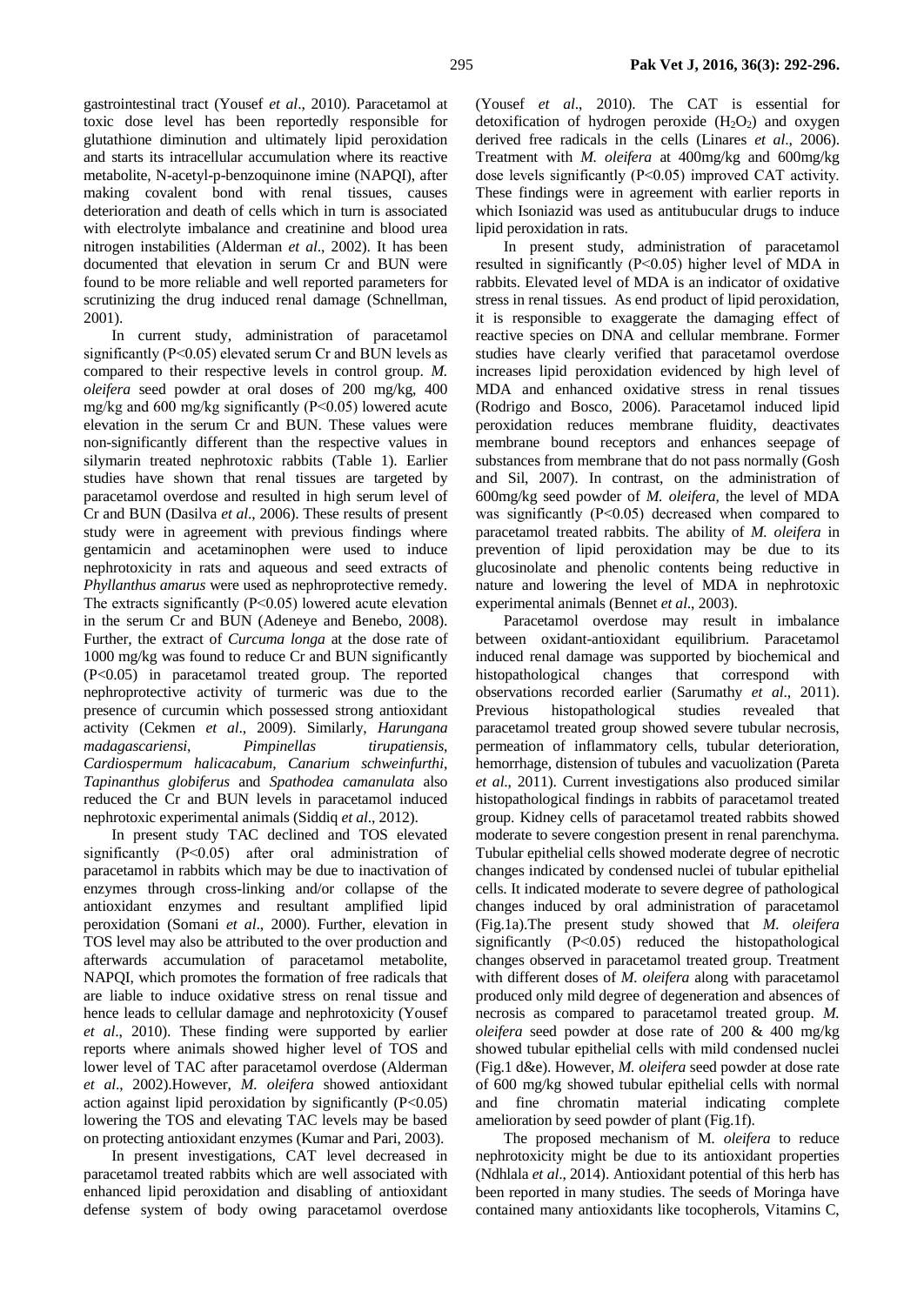gastrointestinal tract (Yousef *et al*., 2010). Paracetamol at toxic dose level has been reportedly responsible for glutathione diminution and ultimately lipid peroxidation and starts its intracellular accumulation where its reactive metabolite, N-acetyl-p-benzoquinone imine (NAPQI), after making covalent bond with renal tissues, causes deterioration and death of cells which in turn is associated with electrolyte imbalance and creatinine and blood urea nitrogen instabilities (Alderman *et al*., 2002). It has been documented that elevation in serum Cr and BUN were found to be more reliable and well reported parameters for scrutinizing the drug induced renal damage (Schnellman, 2001).

In current study, administration of paracetamol significantly ($P<0.05$) elevated serum Cr and BUN levels as compared to their respective levels in control group. *M. oleifera* seed powder at oral doses of 200 mg/kg, 400 mg/kg and 600 mg/kg significantly ($P<0.05$) lowered acute elevation in the serum Cr and BUN. These values were non-significantly different than the respective values in silymarin treated nephrotoxic rabbits (Table 1). Earlier studies have shown that renal tissues are targeted by paracetamol overdose and resulted in high serum level of Cr and BUN (Dasilva *et al*., 2006). These results of present study were in agreement with previous findings where gentamicin and acetaminophen were used to induce nephrotoxicity in rats and aqueous and seed extracts of *Phyllanthus amarus* were used as nephroprotective remedy. The extracts significantly ($P<0.05$) lowered acute elevation in the serum Cr and BUN (Adeneye and Benebo, 2008). Further, the extract of *Curcuma longa* at the dose rate of 1000 mg/kg was found to reduce Cr and BUN significantly ($P<0.05$) in paracetamol treated group. The reported nephroprotective activity of turmeric was due to the presence of curcumin which possessed strong antioxidant activity (Cekmen *et al*., 2009). Similarly, *Harungana madagascariensi*, *Pimpinellas tirupatiensis*, *Cardiospermum halicacabum*, *Canarium schweinfurthi*, *Tapinanthus globiferus* and *Spathodea camanulata* also reduced the Cr and BUN levels in paracetamol induced nephrotoxic experimental animals (Siddiq *et al*., 2012).

In present study TAC declined and TOS elevated significantly ($P<0.05$) after oral administration of paracetamol in rabbits which may be due to inactivation of enzymes through cross-linking and/or collapse of the antioxidant enzymes and resultant amplified lipid peroxidation (Somani *et al*., 2000). Further, elevation in TOS level may also be attributed to the over production and afterwards accumulation of paracetamol metabolite, NAPQI, which promotes the formation of free radicals that are liable to induce oxidative stress on renal tissue and hence leads to cellular damage and nephrotoxicity (Yousef *et al*., 2010). These finding were supported by earlier reports where animals showed higher level of TOS and lower level of TAC after paracetamol overdose (Alderman *et al*., 2002).However, *M. oleifera* showed antioxidant action against lipid peroxidation by significantly ($P<0.05$) lowering the TOS and elevating TAC levels may be based on protecting antioxidant enzymes (Kumar and Pari, 2003).

In present investigations, CAT level decreased in paracetamol treated rabbits which are well associated with enhanced lipid peroxidation and disabling of antioxidant defense system of body owing paracetamol overdose (Yousef *et al*., 2010). The CAT is essential for detoxification of hydrogen peroxide ($H_2O_2$) and oxygen derived free radicals in the cells (Linares *et al*., 2006). Treatment with *M. oleifera* at 400mg/kg and 600mg/kg dose levels significantly ($P<0.05$) improved CAT activity. These findings were in agreement with earlier reports in which Isoniazid was used as antitubucular drugs to induce lipid peroxidation in rats.

In present study, administration of paracetamol resulted in significantly ($P<0.05$) higher level of MDA in rabbits. Elevated level of MDA is an indicator of oxidative stress in renal tissues. As end product of lipid peroxidation, it is responsible to exaggerate the damaging effect of reactive species on DNA and cellular membrane. Former studies have clearly verified that paracetamol overdose increases lipid peroxidation evidenced by high level of MDA and enhanced oxidative stress in renal tissues (Rodrigo and Bosco, 2006). Paracetamol induced lipid peroxidation reduces membrane fluidity, deactivates membrane bound receptors and enhances seepage of substances from membrane that do not pass normally (Gosh and Sil, 2007). In contrast, on the administration of 600mg/kg seed powder of *M. oleifera*, the level of MDA was significantly ($P<0.05$) decreased when compared to paracetamol treated rabbits. The ability of *M. oleifera* in prevention of lipid peroxidation may be due to its glucosinolate and phenolic contents being reductive in nature and lowering the level of MDA in nephrotoxic experimental animals (Bennet *et al*., 2003).

Paracetamol overdose may result in imbalance between oxidant-antioxidant equilibrium. Paracetamol induced renal damage was supported by biochemical and histopathological changes that correspond with observations recorded earlier (Sarumathy *et al*., 2011). Previous histopathological studies revealed that paracetamol treated group showed severe tubular necrosis, permeation of inflammatory cells, tubular deterioration, hemorrhage, distension of tubules and vacuolization (Pareta *et al*., 2011). Current investigations also produced similar histopathological findings in rabbits of paracetamol treated group. Kidney cells of paracetamol treated rabbits showed moderate to severe congestion present in renal parenchyma. Tubular epithelial cells showed moderate degree of necrotic changes indicated by condensed nuclei of tubular epithelial cells. It indicated moderate to severe degree of pathological changes induced by oral administration of paracetamol (Fig.1a).The present study showed that *M. oleifera* significantly ($P<0.05$) reduced the histopathological changes observed in paracetamol treated group. Treatment with different doses of *M. oleifera* along with paracetamol produced only mild degree of degeneration and absences of necrosis as compared to paracetamol treated group. *M. oleifera* seed powder at dose rate of 200 & 400 mg/kg showed tubular epithelial cells with mild condensed nuclei (Fig.1 d&e). However, *M. oleifera* seed powder at dose rate of 600 mg/kg showed tubular epithelial cells with normal and fine chromatin material indicating complete amelioration by seed powder of plant (Fig.1f).

The proposed mechanism of M. *oleifera* to reduce nephrotoxicity might be due to its antioxidant properties (Ndhlala *et al*., 2014). Antioxidant potential of this herb has been reported in many studies. The seeds of Moringa have contained many antioxidants like tocopherols, Vitamins C,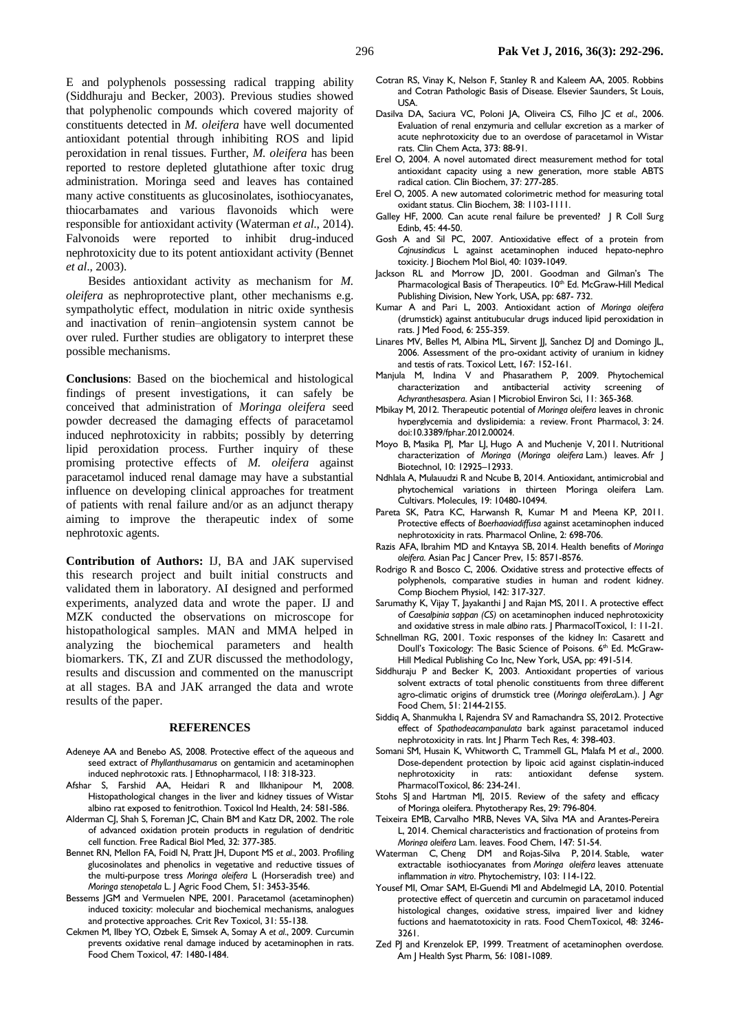E and polyphenols possessing radical trapping ability (Siddhuraju and Becker, 2003). Previous studies showed that polyphenolic compounds which covered majority of constituents detected in *M. oleifera* have well documented antioxidant potential through inhibiting ROS and lipid peroxidation in renal tissues. Further, *M. oleifera* has been reported to restore depleted glutathione after toxic drug administration. Moringa seed and leaves has contained many active constituents as glucosinolates, isothiocyanates, thiocarbamates and various flavonoids which were responsible for antioxidant activity (Waterman *et al*., 2014). Falvonoids were reported to inhibit drug-induced nephrotoxicity due to its potent antioxidant activity (Bennet *et al*., 2003).

Besides antioxidant activity as mechanism for *M. oleifera* as nephroprotective plant, other mechanisms e.g. sympatholytic effect, modulation in nitric oxide synthesis and inactivation of renin–angiotensin system cannot be over ruled. Further studies are obligatory to interpret these possible mechanisms.

**Conclusions**: Based on the biochemical and histological findings of present investigations, it can safely be conceived that administration of *Moringa oleifera* seed powder decreased the damaging effects of paracetamol induced nephrotoxicity in rabbits; possibly by deterring lipid peroxidation process. Further inquiry of these promising protective effects of *M. oleifera* against paracetamol induced renal damage may have a substantial influence on developing clinical approaches for treatment of patients with renal failure and/or as an adjunct therapy aiming to improve the therapeutic index of some nephrotoxic agents.

**Contribution of Authors:** IJ, BA and JAK supervised this research project and built initial constructs and validated them in laboratory. AI designed and performed experiments, analyzed data and wrote the paper. IJ and MZK conducted the observations on microscope for histopathological samples. MAN and MMA helped in analyzing the biochemical parameters and health biomarkers. TK, ZI and ZUR discussed the methodology, results and discussion and commented on the manuscript at all stages. BA and JAK arranged the data and wrote results of the paper.

## REFERENCES

Adeneye AA and Benebo AS, 2008. Protective effect of the aqueous and seed extract of *Phyllanthusamarus* on gentamicin and acetaminophen induced nephrotoxic rats. J Ethnopharmacol, 118: 318-323.

Afshar S, Farshid AA, Heidari R and Ilkhanipour M, 2008. Histopathological changes in the liver and kidney tissues of Wistar albino rat exposed to fenitrothion. Toxicol Ind Health, 24: 581-586.

Alderman CJ, Shah S, Foreman JC, Chain BM and Katz DR, 2002. The role of advanced oxidation protein products in regulation of dendritic cell function. Free Radical Biol Med, 32: 377-385.

Bennet RN, Mellon FA, Foidl N, Pratt JH, Dupont MS *et al*., 2003. Profiling glucosinolates and phenolics in vegetative and reductive tissues of the multi-purpose tress *Moringa oleifera* L (Horseradish tree) and *Moringa stenopetala* L. J Agric Food Chem, 51: 3453-3546.

Bessems JGM and Vermuelen NPE, 2001. Paracetamol (acetaminophen) induced toxicity: molecular and biochemical mechanisms, analogues and protective approaches. Crit Rev Toxicol, 31: 55-138.

Cekmen M, Ilbey YO, Ozbek E, Simsek A, Somay A *et al*., 2009. Curcumin prevents oxidative renal damage induced by acetaminophen in rats. Food Chem Toxicol, 47: 1480-1484.

Cotran RS, Vinay K, Nelson F, Stanley R and Kaleem AA, 2005. Robbins and Cotran Pathologic Basis of Disease. Elsevier Saunders, St Louis, USA.

Dasilva DA, Saciura VC, Poloni JA, Oliveira CS, Filho JC *et al*., 2006. Evaluation of renal enzymuria and cellular excretion as a marker of acute nephrotoxicity due to an overdose of paracetamol in Wistar rats. Clin Chem Acta, 373: 88-91.

Erel O, 2004. A novel automated direct measurement method for total antioxidant capacity using a new generation, more stable ABTS radical cation. Clin Biochem, 37: 277-285.

Erel O, 2005. A new automated colorimetric method for measuring total oxidant status. Clin Biochem, 38: 1103-1111.

Galley HF, 2000. Can acute renal failure be prevented? J R Coll Surg Edinb, 45: 44-50.

Gosh A and Sil PC, 2007. Antioxidative effect of a protein from *Cajnusindicus* L against acetaminophen induced hepato-nephro toxicity. J Biochem Mol Biol, 40: 1039-1049.

Jackson RL and Morrow JD, 2001. Goodman and Gilman's The Pharmacological Basis of Therapeutics. 10th Ed. McGraw-Hill Medical Publishing Division, New York, USA, pp: 687- 732.

Kumar A and Pari L, 2003. Antioxidant action of *Moringa oleifera* (drumstick) against antitubucular drugs induced lipid peroxidation in rats. J Med Food, 6: 255-359.

Linares MV, Belles M, Albina ML, Sirvent JJ, Sanchez DJ and Domingo JL, 2006. Assessment of the pro-oxidant activity of uranium in kidney and testis of rats. Toxicol Lett, 167: 152-161.

Manjula M, Indina V and Phasarathem P, 2009. Phytochemical characterization and antibacterial activity screening of *Achyranthesaspera*. Asian J Microbiol Environ Sci, 11: 365-368.

Mbikay M, 2012. Therapeutic potential of *Moringa oleifera* leaves in chronic hyperglycemia and dyslipidemia: a review. Front Pharmacol, 3: 24. doi:10.3389/fphar.2012.00024.

Moyo B, Masika PJ, Mar LJ, Hugo A and Muchenje V, 2011. Nutritional characterization of *Moringa* (*Moringa oleifera* Lam.) leaves. Afr J Biotechnol, 10: 12925–12933.

Ndhlala A, Mulauudzi R and Ncube B, 2014. Antioxidant, antimicrobial and phytochemical variations in thirteen Moringa oleifera Lam. Cultivars. Molecules, 19: 10480-10494.

Pareta SK, Patra KC, Harwansh R, Kumar M and Meena KP, 2011. Protective effects of *Boerhaaviadiffusa* against acetaminophen induced nephrotoxicity in rats. Pharmacol Online, 2: 698-706.

Razis AFA, Ibrahim MD and Kntayya SB, 2014. Health benefits of *Moringa oleifera*. Asian Pac J Cancer Prev, 15: 8571-8576.

Rodrigo R and Bosco C, 2006. Oxidative stress and protective effects of polyphenols, comparative studies in human and rodent kidney. Comp Biochem Physiol, 142: 317-327.

Sarumathy K, Vijay T, Jayakanthi J and Rajan MS, 2011. A protective effect of *Caesalpinia sappan (CS)* on acetaminophen induced nephrotoxicity and oxidative stress in male *albino* rats. J PharmacolToxicol, 1: 11-21.

Schnellman RG, 2001. Toxic responses of the kidney In: Casarett and Doull's Toxicology: The Basic Science of Poisons. 6th Ed. McGraw-Hill Medical Publishing Co Inc, New York, USA, pp: 491-514.

Siddhuraju P and Becker K, 2003. Antioxidant properties of various solvent extracts of total phenolic constituents from three different agro-climatic origins of drumstick tree (*Moringa oleifera*Lam.). J Agr Food Chem, 51: 2144-2155.

Siddiq A, Shanmukha I, Rajendra SV and Ramachandra SS, 2012. Protective effect of *Spathodeacampanulata* bark against paracetamol induced nephrotoxicity in rats. Int J Pharm Tech Res, 4: 398-403.

Somani SM, Husain K, Whitworth C, Trammell GL, Malafa M *et al*., 2000. Dose-dependent protection by lipoic acid against cisplatin-induced nephrotoxicity in rats: antioxidant defense system. PharmacolToxicol, 86: 234-241.

Stohs SJ and Hartman MJ, 2015. Review of the safety and efficacy of Moringa oleifera. Phytotherapy Res, 29: 796-804.

Teixeira EMB, Carvalho MRB, Neves VA, Silva MA and Arantes-Pereira L, 2014. Chemical characteristics and fractionation of proteins from *Moringa oleifera* Lam. leaves. Food Chem, 147: 51-54.

Waterman C, Cheng DM and Rojas-Silva P, 2014. Stable, water extractable isothiocyanates from *Moringa oleifera* leaves attenuate inflammation *in vitro*. Phytochemistry, 103: 114-122.

Yousef MI, Omar SAM, El-Guendi MI and Abdelmegid LA, 2010. Potential protective effect of quercetin and curcumin on paracetamol induced histological changes, oxidative stress, impaired liver and kidney fuctions and haematotoxicity in rats. Food ChemToxicol, 48: 3246-3261.

Zed PJ and Krenzelok EP, 1999. Treatment of acetaminophen overdose. Am J Health Syst Pharm, 56: 1081-1089.